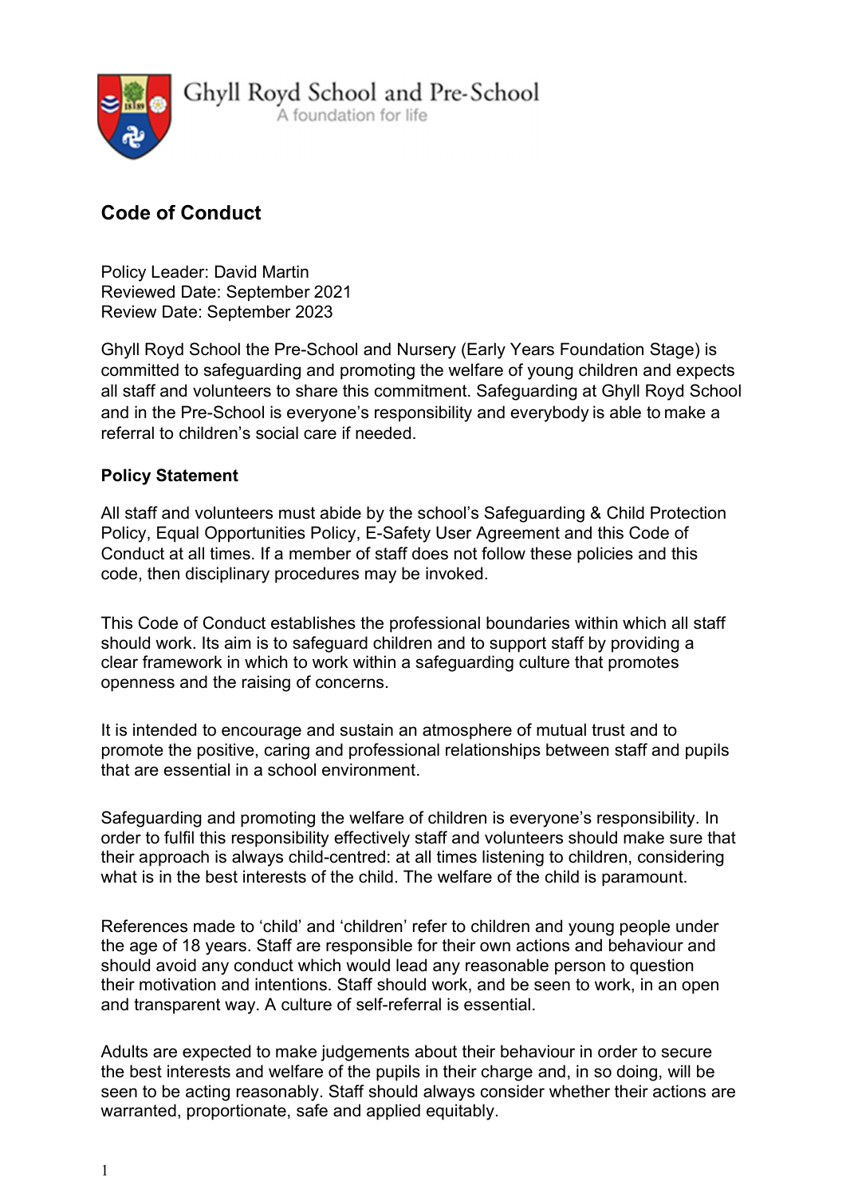Ghyll Royd School and Pre-School
A foundation for life

## Code of Conduct

Policy Leader: David Martin
Reviewed Date: September 2021
Review Date: September 2023

Ghyll Royd School the Pre-School and Nursery (Early Years Foundation Stage) is committed to safeguarding and promoting the welfare of young children and expects all staff and volunteers to share this commitment. Safeguarding at Ghyll Royd School and in the Pre-School is everyone's responsibility and everybody is able to make a referral to children's social care if needed.

**Policy Statement**

All staff and volunteers must abide by the school's Safeguarding & Child Protection Policy, Equal Opportunities Policy, E-Safety User Agreement and this Code of Conduct at all times. If a member of staff does not follow these policies and this code, then disciplinary procedures may be invoked.

This Code of Conduct establishes the professional boundaries within which all staff should work. Its aim is to safeguard children and to support staff by providing a clear framework in which to work within a safeguarding culture that promotes openness and the raising of concerns.

It is intended to encourage and sustain an atmosphere of mutual trust and to promote the positive, caring and professional relationships between staff and pupils that are essential in a school environment.

Safeguarding and promoting the welfare of children is everyone's responsibility. In order to fulfil this responsibility effectively staff and volunteers should make sure that their approach is always child-centred: at all times listening to children, considering what is in the best interests of the child. The welfare of the child is paramount.

References made to 'child' and 'children' refer to children and young people under the age of 18 years. Staff are responsible for their own actions and behaviour and should avoid any conduct which would lead any reasonable person to question their motivation and intentions. Staff should work, and be seen to work, in an open and transparent way. A culture of self-referral is essential.

Adults are expected to make judgements about their behaviour in order to secure the best interests and welfare of the pupils in their charge and, in so doing, will be seen to be acting reasonably. Staff should always consider whether their actions are warranted, proportionate, safe and applied equitably.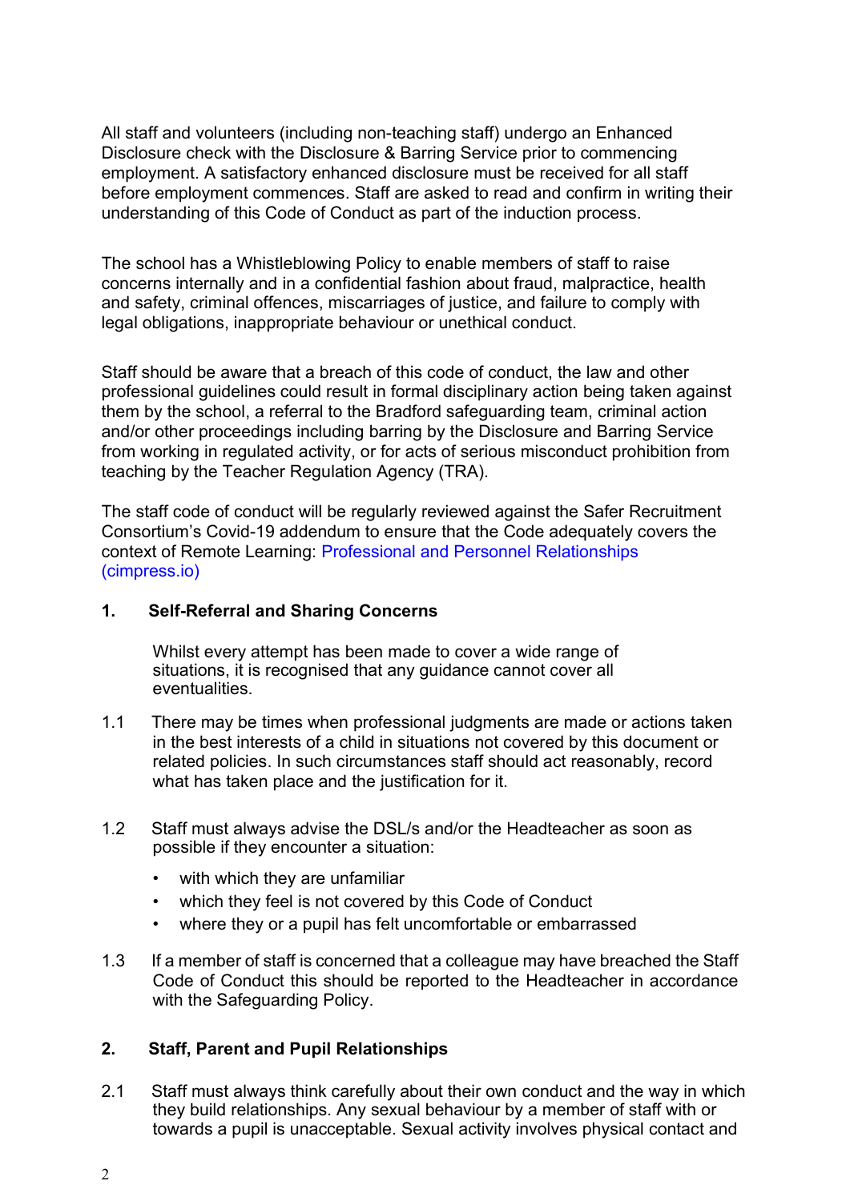All staff and volunteers (including non-teaching staff) undergo an Enhanced Disclosure check with the Disclosure & Barring Service prior to commencing employment. A satisfactory enhanced disclosure must be received for all staff before employment commences. Staff are asked to read and confirm in writing their understanding of this Code of Conduct as part of the induction process.

The school has a Whistleblowing Policy to enable members of staff to raise concerns internally and in a confidential fashion about fraud, malpractice, health and safety, criminal offences, miscarriages of justice, and failure to comply with legal obligations, inappropriate behaviour or unethical conduct.

Staff should be aware that a breach of this code of conduct, the law and other professional guidelines could result in formal disciplinary action being taken against them by the school, a referral to the Bradford safeguarding team, criminal action and/or other proceedings including barring by the Disclosure and Barring Service from working in regulated activity, or for acts of serious misconduct prohibition from teaching by the Teacher Regulation Agency (TRA).

The staff code of conduct will be regularly reviewed against the Safer Recruitment Consortium's Covid-19 addendum to ensure that the Code adequately covers the context of Remote Learning: Professional and Personnel Relationships (cimpress.io)

## 1. Self-Referral and Sharing Concerns

Whilst every attempt has been made to cover a wide range of situations, it is recognised that any guidance cannot cover all eventualities.

1.1 There may be times when professional judgments are made or actions taken in the best interests of a child in situations not covered by this document or related policies. In such circumstances staff should act reasonably, record what has taken place and the justification for it.

1.2 Staff must always advise the DSL/s and/or the Headteacher as soon as possible if they encounter a situation:

- with which they are unfamiliar
- which they feel is not covered by this Code of Conduct
- where they or a pupil has felt uncomfortable or embarrassed

1.3 If a member of staff is concerned that a colleague may have breached the Staff Code of Conduct this should be reported to the Headteacher in accordance with the Safeguarding Policy.

## 2. Staff, Parent and Pupil Relationships

2.1 Staff must always think carefully about their own conduct and the way in which they build relationships. Any sexual behaviour by a member of staff with or towards a pupil is unacceptable. Sexual activity involves physical contact and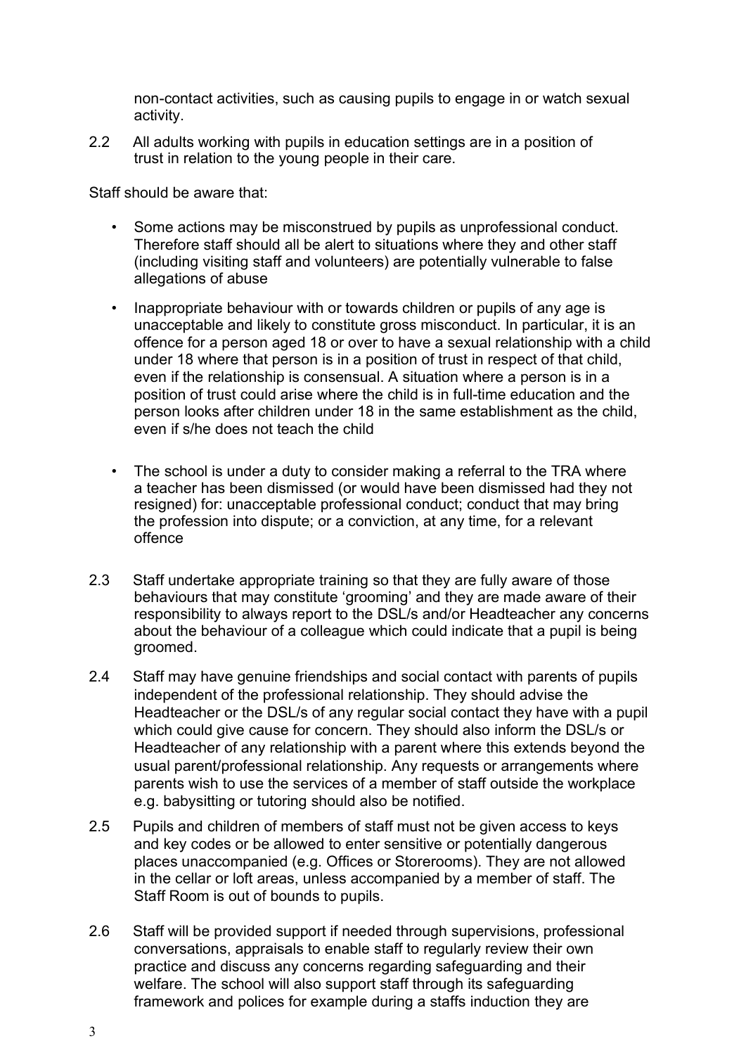non-contact activities, such as causing pupils to engage in or watch sexual activity.

2.2 All adults working with pupils in education settings are in a position of trust in relation to the young people in their care.

Staff should be aware that:

- Some actions may be misconstrued by pupils as unprofessional conduct. Therefore staff should all be alert to situations where they and other staff (including visiting staff and volunteers) are potentially vulnerable to false allegations of abuse
- Inappropriate behaviour with or towards children or pupils of any age is unacceptable and likely to constitute gross misconduct. In particular, it is an offence for a person aged 18 or over to have a sexual relationship with a child under 18 where that person is in a position of trust in respect of that child, even if the relationship is consensual. A situation where a person is in a position of trust could arise where the child is in full-time education and the person looks after children under 18 in the same establishment as the child, even if s/he does not teach the child
- The school is under a duty to consider making a referral to the TRA where a teacher has been dismissed (or would have been dismissed had they not resigned) for: unacceptable professional conduct; conduct that may bring the profession into dispute; or a conviction, at any time, for a relevant offence

2.3 Staff undertake appropriate training so that they are fully aware of those behaviours that may constitute 'grooming' and they are made aware of their responsibility to always report to the DSL/s and/or Headteacher any concerns about the behaviour of a colleague which could indicate that a pupil is being groomed.

2.4 Staff may have genuine friendships and social contact with parents of pupils independent of the professional relationship. They should advise the Headteacher or the DSL/s of any regular social contact they have with a pupil which could give cause for concern. They should also inform the DSL/s or Headteacher of any relationship with a parent where this extends beyond the usual parent/professional relationship. Any requests or arrangements where parents wish to use the services of a member of staff outside the workplace e.g. babysitting or tutoring should also be notified.

2.5 Pupils and children of members of staff must not be given access to keys and key codes or be allowed to enter sensitive or potentially dangerous places unaccompanied (e.g. Offices or Storerooms). They are not allowed in the cellar or loft areas, unless accompanied by a member of staff. The Staff Room is out of bounds to pupils.

2.6 Staff will be provided support if needed through supervisions, professional conversations, appraisals to enable staff to regularly review their own practice and discuss any concerns regarding safeguarding and their welfare. The school will also support staff through its safeguarding framework and polices for example during a staffs induction they are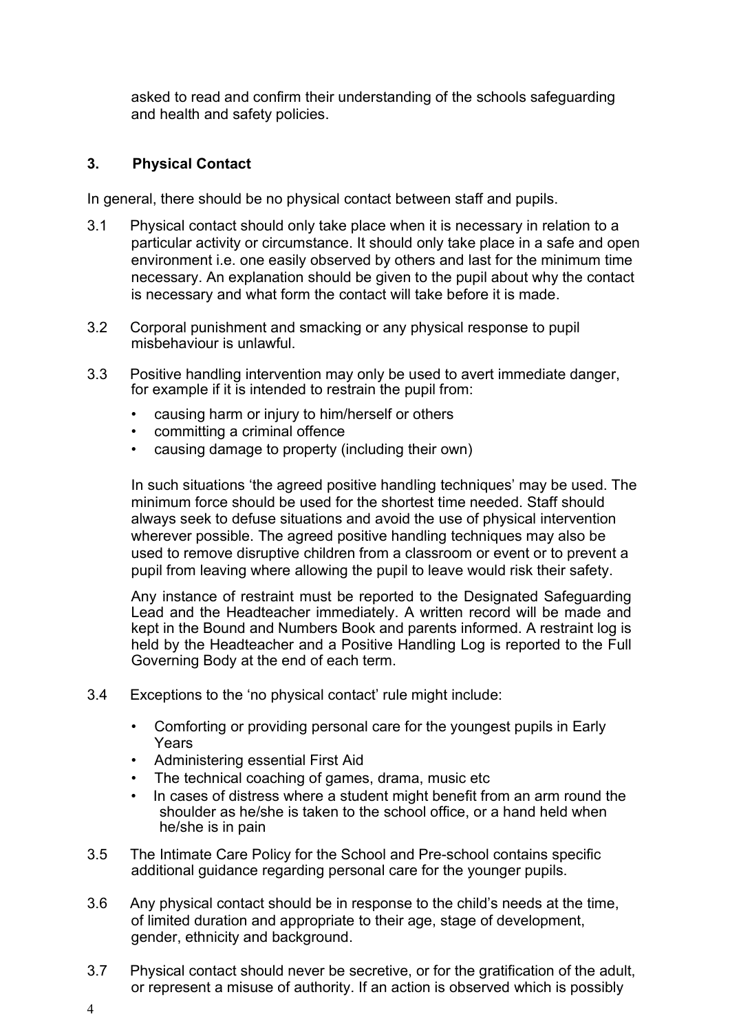asked to read and confirm their understanding of the schools safeguarding and health and safety policies.

## 3. Physical Contact

In general, there should be no physical contact between staff and pupils.

3.1 Physical contact should only take place when it is necessary in relation to a particular activity or circumstance. It should only take place in a safe and open environment i.e. one easily observed by others and last for the minimum time necessary. An explanation should be given to the pupil about why the contact is necessary and what form the contact will take before it is made.

3.2 Corporal punishment and smacking or any physical response to pupil misbehaviour is unlawful.

3.3 Positive handling intervention may only be used to avert immediate danger, for example if it is intended to restrain the pupil from:

- causing harm or injury to him/herself or others
- committing a criminal offence
- causing damage to property (including their own)

In such situations 'the agreed positive handling techniques' may be used. The minimum force should be used for the shortest time needed. Staff should always seek to defuse situations and avoid the use of physical intervention wherever possible. The agreed positive handling techniques may also be used to remove disruptive children from a classroom or event or to prevent a pupil from leaving where allowing the pupil to leave would risk their safety.

Any instance of restraint must be reported to the Designated Safeguarding Lead and the Headteacher immediately. A written record will be made and kept in the Bound and Numbers Book and parents informed. A restraint log is held by the Headteacher and a Positive Handling Log is reported to the Full Governing Body at the end of each term.

3.4 Exceptions to the 'no physical contact' rule might include:

- Comforting or providing personal care for the youngest pupils in Early Years
- Administering essential First Aid
- The technical coaching of games, drama, music etc
- In cases of distress where a student might benefit from an arm round the shoulder as he/she is taken to the school office, or a hand held when he/she is in pain

3.5 The Intimate Care Policy for the School and Pre-school contains specific additional guidance regarding personal care for the younger pupils.

3.6 Any physical contact should be in response to the child's needs at the time, of limited duration and appropriate to their age, stage of development, gender, ethnicity and background.

3.7 Physical contact should never be secretive, or for the gratification of the adult, or represent a misuse of authority. If an action is observed which is possibly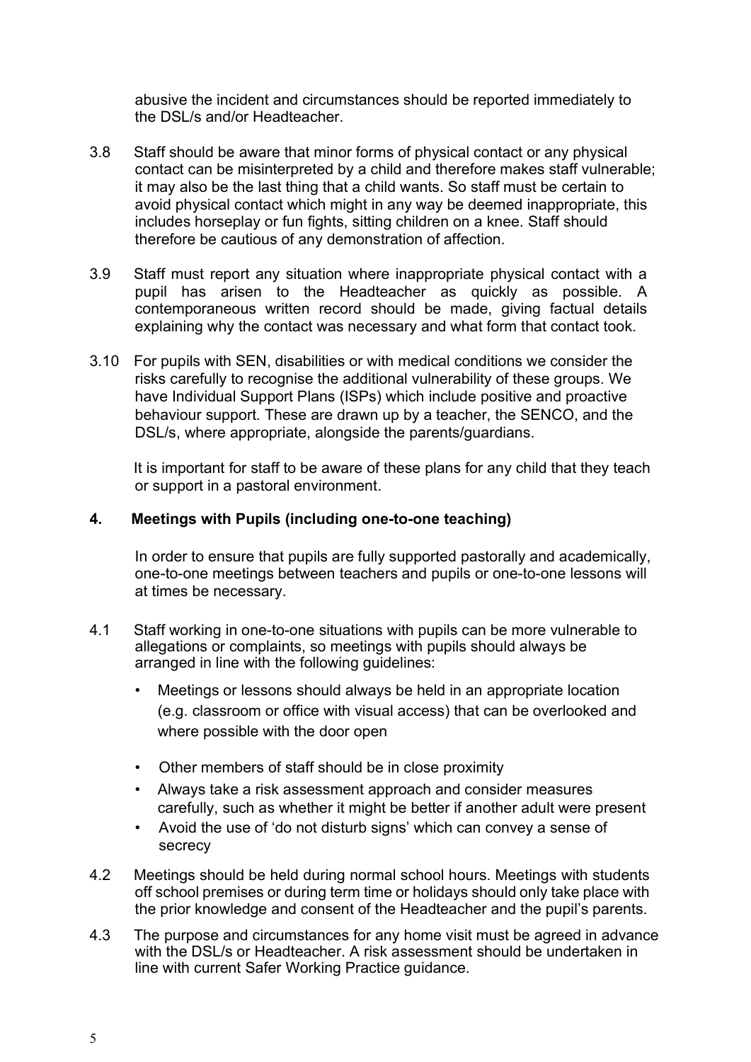abusive the incident and circumstances should be reported immediately to the DSL/s and/or Headteacher.

3.8 Staff should be aware that minor forms of physical contact or any physical contact can be misinterpreted by a child and therefore makes staff vulnerable; it may also be the last thing that a child wants. So staff must be certain to avoid physical contact which might in any way be deemed inappropriate, this includes horseplay or fun fights, sitting children on a knee. Staff should therefore be cautious of any demonstration of affection.

3.9 Staff must report any situation where inappropriate physical contact with a pupil has arisen to the Headteacher as quickly as possible. A contemporaneous written record should be made, giving factual details explaining why the contact was necessary and what form that contact took.

3.10 For pupils with SEN, disabilities or with medical conditions we consider the risks carefully to recognise the additional vulnerability of these groups. We have Individual Support Plans (ISPs) which include positive and proactive behaviour support. These are drawn up by a teacher, the SENCO, and the DSL/s, where appropriate, alongside the parents/guardians.

It is important for staff to be aware of these plans for any child that they teach or support in a pastoral environment.

## 4. Meetings with Pupils (including one-to-one teaching)

In order to ensure that pupils are fully supported pastorally and academically, one-to-one meetings between teachers and pupils or one-to-one lessons will at times be necessary.

4.1 Staff working in one-to-one situations with pupils can be more vulnerable to allegations or complaints, so meetings with pupils should always be arranged in line with the following guidelines:

- Meetings or lessons should always be held in an appropriate location (e.g. classroom or office with visual access) that can be overlooked and where possible with the door open
- Other members of staff should be in close proximity
- Always take a risk assessment approach and consider measures carefully, such as whether it might be better if another adult were present
- Avoid the use of 'do not disturb signs' which can convey a sense of secrecy

4.2 Meetings should be held during normal school hours. Meetings with students off school premises or during term time or holidays should only take place with the prior knowledge and consent of the Headteacher and the pupil's parents.

4.3 The purpose and circumstances for any home visit must be agreed in advance with the DSL/s or Headteacher. A risk assessment should be undertaken in line with current Safer Working Practice guidance.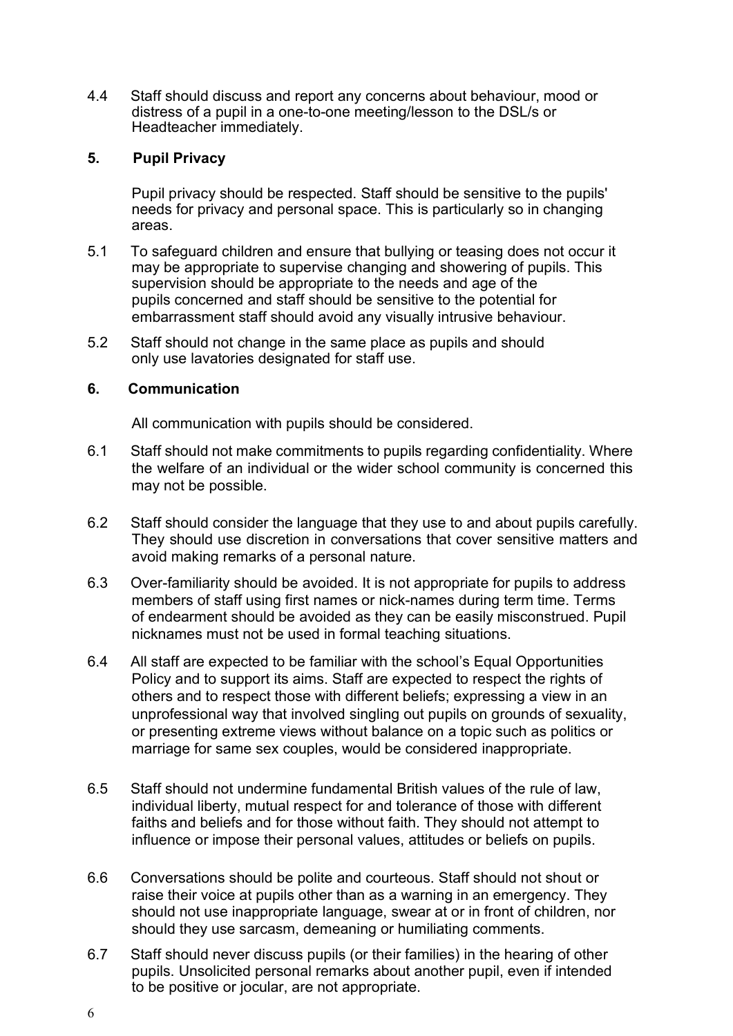4.4 Staff should discuss and report any concerns about behaviour, mood or distress of a pupil in a one-to-one meeting/lesson to the DSL/s or Headteacher immediately.

## 5. Pupil Privacy

Pupil privacy should be respected. Staff should be sensitive to the pupils' needs for privacy and personal space. This is particularly so in changing areas.

5.1 To safeguard children and ensure that bullying or teasing does not occur it may be appropriate to supervise changing and showering of pupils. This supervision should be appropriate to the needs and age of the pupils concerned and staff should be sensitive to the potential for embarrassment staff should avoid any visually intrusive behaviour.

5.2 Staff should not change in the same place as pupils and should only use lavatories designated for staff use.

## 6. Communication

All communication with pupils should be considered.

6.1 Staff should not make commitments to pupils regarding confidentiality. Where the welfare of an individual or the wider school community is concerned this may not be possible.

6.2 Staff should consider the language that they use to and about pupils carefully. They should use discretion in conversations that cover sensitive matters and avoid making remarks of a personal nature.

6.3 Over-familiarity should be avoided. It is not appropriate for pupils to address members of staff using first names or nick-names during term time. Terms of endearment should be avoided as they can be easily misconstrued. Pupil nicknames must not be used in formal teaching situations.

6.4 All staff are expected to be familiar with the school's Equal Opportunities Policy and to support its aims. Staff are expected to respect the rights of others and to respect those with different beliefs; expressing a view in an unprofessional way that involved singling out pupils on grounds of sexuality, or presenting extreme views without balance on a topic such as politics or marriage for same sex couples, would be considered inappropriate.

6.5 Staff should not undermine fundamental British values of the rule of law, individual liberty, mutual respect for and tolerance of those with different faiths and beliefs and for those without faith. They should not attempt to influence or impose their personal values, attitudes or beliefs on pupils.

6.6 Conversations should be polite and courteous. Staff should not shout or raise their voice at pupils other than as a warning in an emergency. They should not use inappropriate language, swear at or in front of children, nor should they use sarcasm, demeaning or humiliating comments.

6.7 Staff should never discuss pupils (or their families) in the hearing of other pupils. Unsolicited personal remarks about another pupil, even if intended to be positive or jocular, are not appropriate.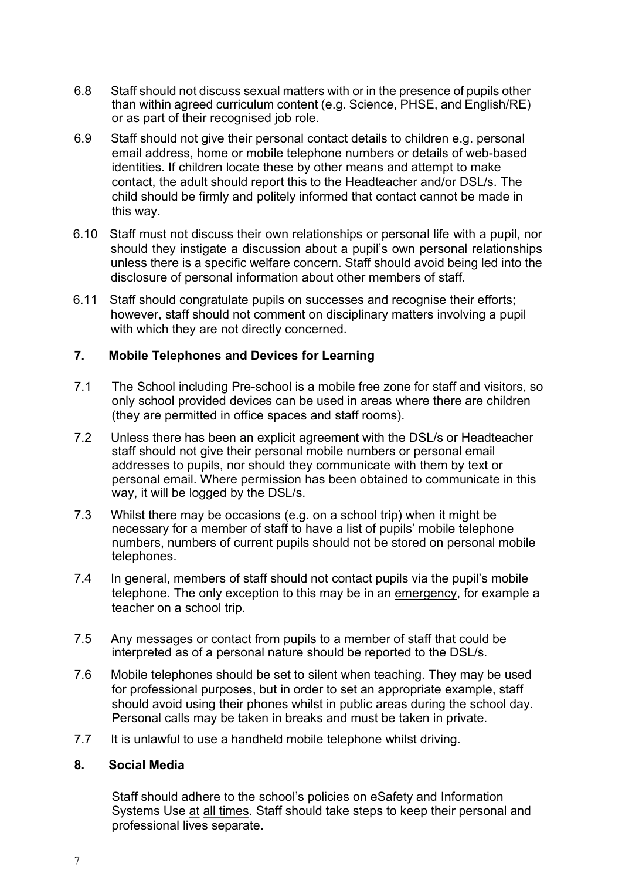6.8 Staff should not discuss sexual matters with or in the presence of pupils other than within agreed curriculum content (e.g. Science, PHSE, and English/RE) or as part of their recognised job role.

6.9 Staff should not give their personal contact details to children e.g. personal email address, home or mobile telephone numbers or details of web-based identities. If children locate these by other means and attempt to make contact, the adult should report this to the Headteacher and/or DSL/s. The child should be firmly and politely informed that contact cannot be made in this way.

6.10 Staff must not discuss their own relationships or personal life with a pupil, nor should they instigate a discussion about a pupil's own personal relationships unless there is a specific welfare concern. Staff should avoid being led into the disclosure of personal information about other members of staff.

6.11 Staff should congratulate pupils on successes and recognise their efforts; however, staff should not comment on disciplinary matters involving a pupil with which they are not directly concerned.

## 7. Mobile Telephones and Devices for Learning

7.1 The School including Pre-school is a mobile free zone for staff and visitors, so only school provided devices can be used in areas where there are children (they are permitted in office spaces and staff rooms).

7.2 Unless there has been an explicit agreement with the DSL/s or Headteacher staff should not give their personal mobile numbers or personal email addresses to pupils, nor should they communicate with them by text or personal email. Where permission has been obtained to communicate in this way, it will be logged by the DSL/s.

7.3 Whilst there may be occasions (e.g. on a school trip) when it might be necessary for a member of staff to have a list of pupils' mobile telephone numbers, numbers of current pupils should not be stored on personal mobile telephones.

7.4 In general, members of staff should not contact pupils via the pupil's mobile telephone. The only exception to this may be in an <u>emergency</u>, for example a teacher on a school trip.

7.5 Any messages or contact from pupils to a member of staff that could be interpreted as of a personal nature should be reported to the DSL/s.

7.6 Mobile telephones should be set to silent when teaching. They may be used for professional purposes, but in order to set an appropriate example, staff should avoid using their phones whilst in public areas during the school day. Personal calls may be taken in breaks and must be taken in private.

7.7 It is unlawful to use a handheld mobile telephone whilst driving.

## 8. Social Media

Staff should adhere to the school's policies on eSafety and Information Systems Use <u>at all times</u>. Staff should take steps to keep their personal and professional lives separate.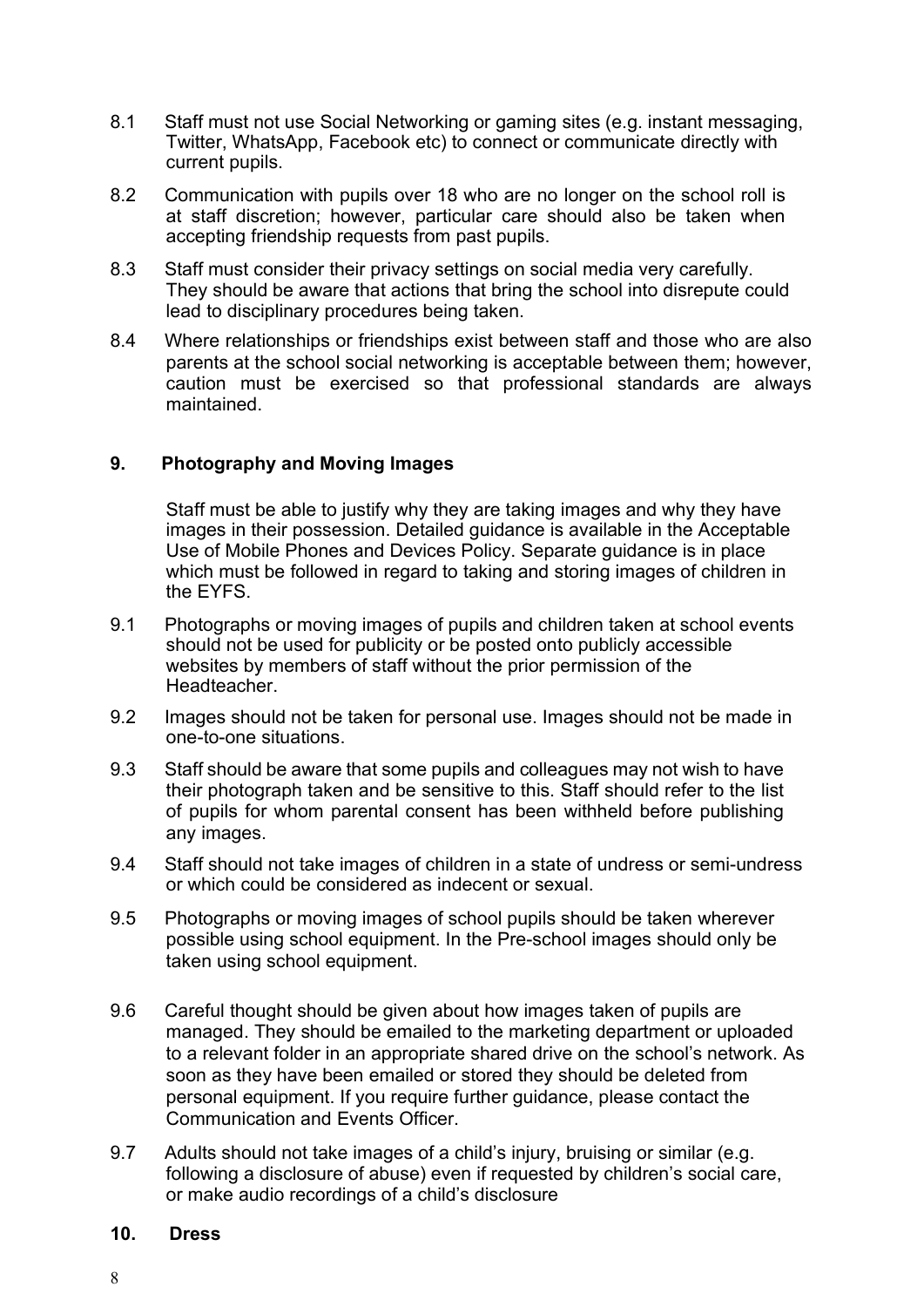8.1 Staff must not use Social Networking or gaming sites (e.g. instant messaging, Twitter, WhatsApp, Facebook etc) to connect or communicate directly with current pupils.

8.2 Communication with pupils over 18 who are no longer on the school roll is at staff discretion; however, particular care should also be taken when accepting friendship requests from past pupils.

8.3 Staff must consider their privacy settings on social media very carefully. They should be aware that actions that bring the school into disrepute could lead to disciplinary procedures being taken.

8.4 Where relationships or friendships exist between staff and those who are also parents at the school social networking is acceptable between them; however, caution must be exercised so that professional standards are always maintained.

## 9. Photography and Moving Images

Staff must be able to justify why they are taking images and why they have images in their possession. Detailed guidance is available in the Acceptable Use of Mobile Phones and Devices Policy. Separate guidance is in place which must be followed in regard to taking and storing images of children in the EYFS.

9.1 Photographs or moving images of pupils and children taken at school events should not be used for publicity or be posted onto publicly accessible websites by members of staff without the prior permission of the Headteacher.

9.2 Images should not be taken for personal use. Images should not be made in one-to-one situations.

9.3 Staff should be aware that some pupils and colleagues may not wish to have their photograph taken and be sensitive to this. Staff should refer to the list of pupils for whom parental consent has been withheld before publishing any images.

9.4 Staff should not take images of children in a state of undress or semi-undress or which could be considered as indecent or sexual.

9.5 Photographs or moving images of school pupils should be taken wherever possible using school equipment. In the Pre-school images should only be taken using school equipment.

9.6 Careful thought should be given about how images taken of pupils are managed. They should be emailed to the marketing department or uploaded to a relevant folder in an appropriate shared drive on the school's network. As soon as they have been emailed or stored they should be deleted from personal equipment. If you require further guidance, please contact the Communication and Events Officer.

9.7 Adults should not take images of a child's injury, bruising or similar (e.g. following a disclosure of abuse) even if requested by children's social care, or make audio recordings of a child's disclosure

## 10. Dress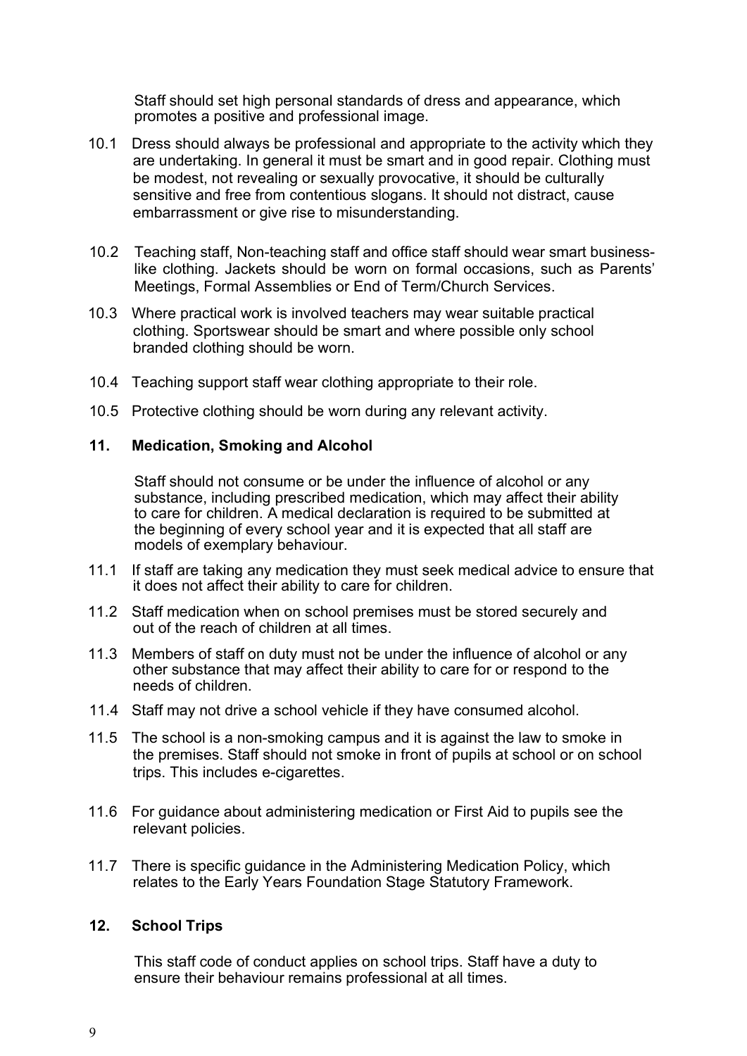Staff should set high personal standards of dress and appearance, which promotes a positive and professional image.

10.1 Dress should always be professional and appropriate to the activity which they are undertaking. In general it must be smart and in good repair. Clothing must be modest, not revealing or sexually provocative, it should be culturally sensitive and free from contentious slogans. It should not distract, cause embarrassment or give rise to misunderstanding.

10.2 Teaching staff, Non-teaching staff and office staff should wear smart business-like clothing. Jackets should be worn on formal occasions, such as Parents' Meetings, Formal Assemblies or End of Term/Church Services.

10.3 Where practical work is involved teachers may wear suitable practical clothing. Sportswear should be smart and where possible only school branded clothing should be worn.

10.4 Teaching support staff wear clothing appropriate to their role.

10.5 Protective clothing should be worn during any relevant activity.

## 11. Medication, Smoking and Alcohol

Staff should not consume or be under the influence of alcohol or any substance, including prescribed medication, which may affect their ability to care for children. A medical declaration is required to be submitted at the beginning of every school year and it is expected that all staff are models of exemplary behaviour.

11.1 If staff are taking any medication they must seek medical advice to ensure that it does not affect their ability to care for children.

11.2 Staff medication when on school premises must be stored securely and out of the reach of children at all times.

11.3 Members of staff on duty must not be under the influence of alcohol or any other substance that may affect their ability to care for or respond to the needs of children.

11.4 Staff may not drive a school vehicle if they have consumed alcohol.

11.5 The school is a non-smoking campus and it is against the law to smoke in the premises. Staff should not smoke in front of pupils at school or on school trips. This includes e-cigarettes.

11.6 For guidance about administering medication or First Aid to pupils see the relevant policies.

11.7 There is specific guidance in the Administering Medication Policy, which relates to the Early Years Foundation Stage Statutory Framework.

## 12. School Trips

This staff code of conduct applies on school trips. Staff have a duty to ensure their behaviour remains professional at all times.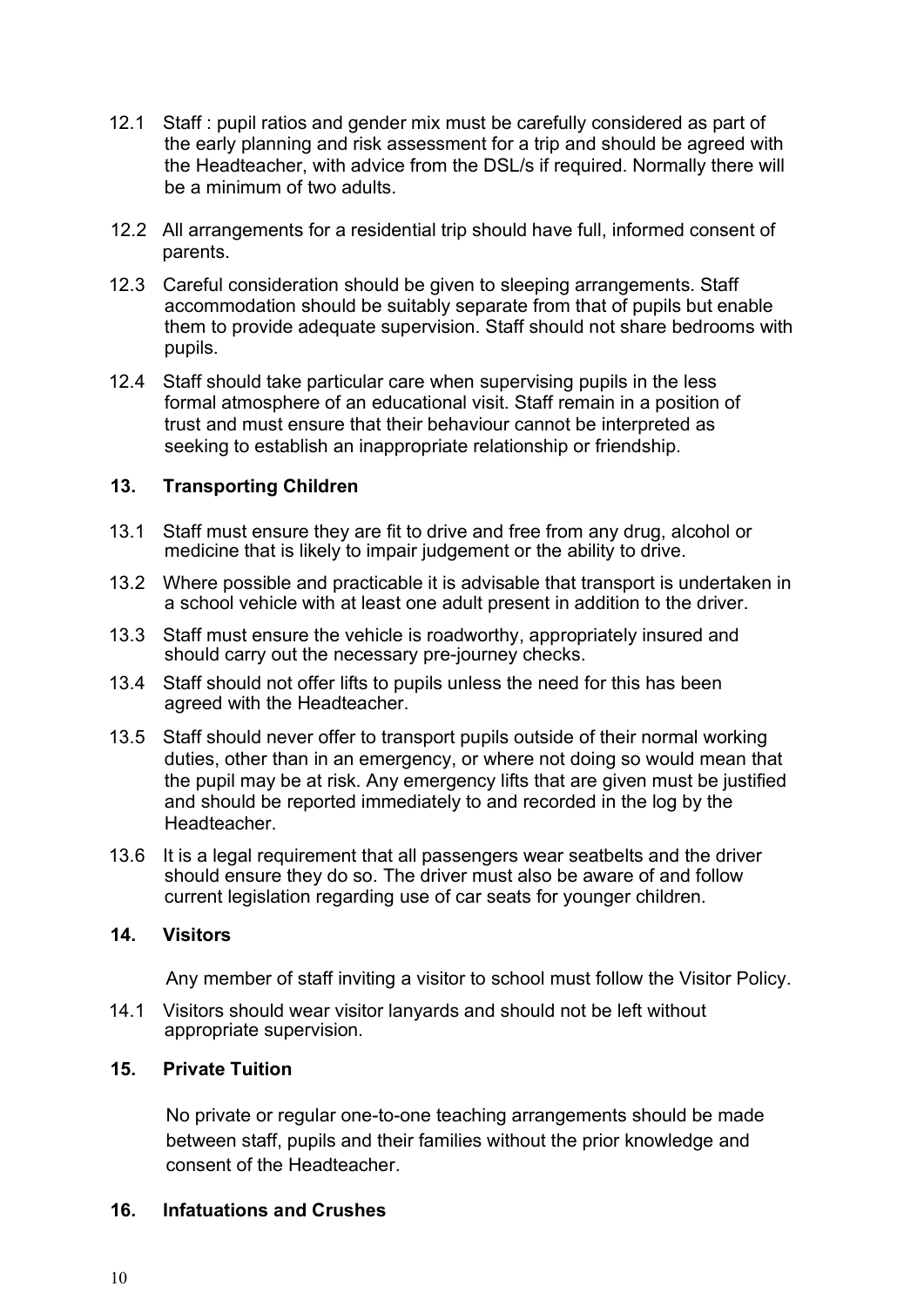12.1 Staff : pupil ratios and gender mix must be carefully considered as part of the early planning and risk assessment for a trip and should be agreed with the Headteacher, with advice from the DSL/s if required. Normally there will be a minimum of two adults.

12.2 All arrangements for a residential trip should have full, informed consent of parents.

12.3 Careful consideration should be given to sleeping arrangements. Staff accommodation should be suitably separate from that of pupils but enable them to provide adequate supervision. Staff should not share bedrooms with pupils.

12.4 Staff should take particular care when supervising pupils in the less formal atmosphere of an educational visit. Staff remain in a position of trust and must ensure that their behaviour cannot be interpreted as seeking to establish an inappropriate relationship or friendship.

## 13. Transporting Children

13.1 Staff must ensure they are fit to drive and free from any drug, alcohol or medicine that is likely to impair judgement or the ability to drive.

13.2 Where possible and practicable it is advisable that transport is undertaken in a school vehicle with at least one adult present in addition to the driver.

13.3 Staff must ensure the vehicle is roadworthy, appropriately insured and should carry out the necessary pre-journey checks.

13.4 Staff should not offer lifts to pupils unless the need for this has been agreed with the Headteacher.

13.5 Staff should never offer to transport pupils outside of their normal working duties, other than in an emergency, or where not doing so would mean that the pupil may be at risk. Any emergency lifts that are given must be justified and should be reported immediately to and recorded in the log by the Headteacher.

13.6 It is a legal requirement that all passengers wear seatbelts and the driver should ensure they do so. The driver must also be aware of and follow current legislation regarding use of car seats for younger children.

## 14. Visitors

Any member of staff inviting a visitor to school must follow the Visitor Policy.

14.1 Visitors should wear visitor lanyards and should not be left without appropriate supervision.

## 15. Private Tuition

No private or regular one-to-one teaching arrangements should be made between staff, pupils and their families without the prior knowledge and consent of the Headteacher.

## 16. Infatuations and Crushes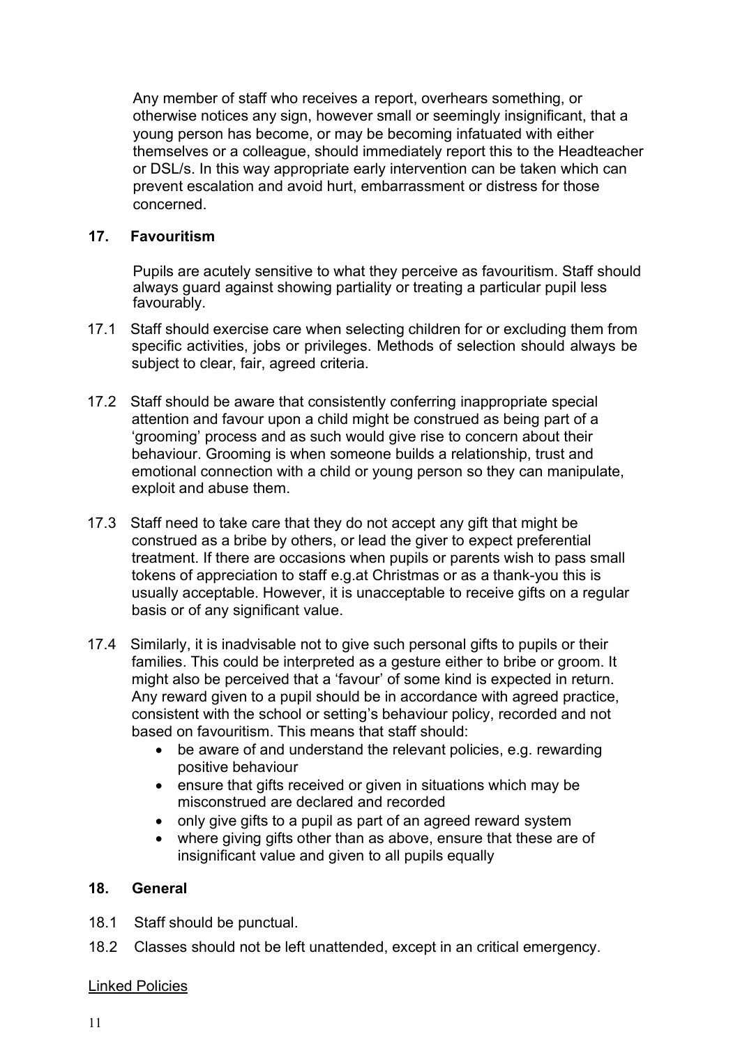Any member of staff who receives a report, overhears something, or otherwise notices any sign, however small or seemingly insignificant, that a young person has become, or may be becoming infatuated with either themselves or a colleague, should immediately report this to the Headteacher or DSL/s. In this way appropriate early intervention can be taken which can prevent escalation and avoid hurt, embarrassment or distress for those concerned.

## 17. Favouritism

Pupils are acutely sensitive to what they perceive as favouritism. Staff should always guard against showing partiality or treating a particular pupil less favourably.

17.1 Staff should exercise care when selecting children for or excluding them from specific activities, jobs or privileges. Methods of selection should always be subject to clear, fair, agreed criteria.

17.2 Staff should be aware that consistently conferring inappropriate special attention and favour upon a child might be construed as being part of a 'grooming' process and as such would give rise to concern about their behaviour. Grooming is when someone builds a relationship, trust and emotional connection with a child or young person so they can manipulate, exploit and abuse them.

17.3 Staff need to take care that they do not accept any gift that might be construed as a bribe by others, or lead the giver to expect preferential treatment. If there are occasions when pupils or parents wish to pass small tokens of appreciation to staff e.g.at Christmas or as a thank-you this is usually acceptable. However, it is unacceptable to receive gifts on a regular basis or of any significant value.

17.4 Similarly, it is inadvisable not to give such personal gifts to pupils or their families. This could be interpreted as a gesture either to bribe or groom. It might also be perceived that a 'favour' of some kind is expected in return. Any reward given to a pupil should be in accordance with agreed practice, consistent with the school or setting's behaviour policy, recorded and not based on favouritism. This means that staff should:

- be aware of and understand the relevant policies, e.g. rewarding positive behaviour
- ensure that gifts received or given in situations which may be misconstrued are declared and recorded
- only give gifts to a pupil as part of an agreed reward system
- where giving gifts other than as above, ensure that these are of insignificant value and given to all pupils equally

## 18. General

18.1 Staff should be punctual.

18.2 Classes should not be left unattended, except in an critical emergency.

<u>Linked Policies</u>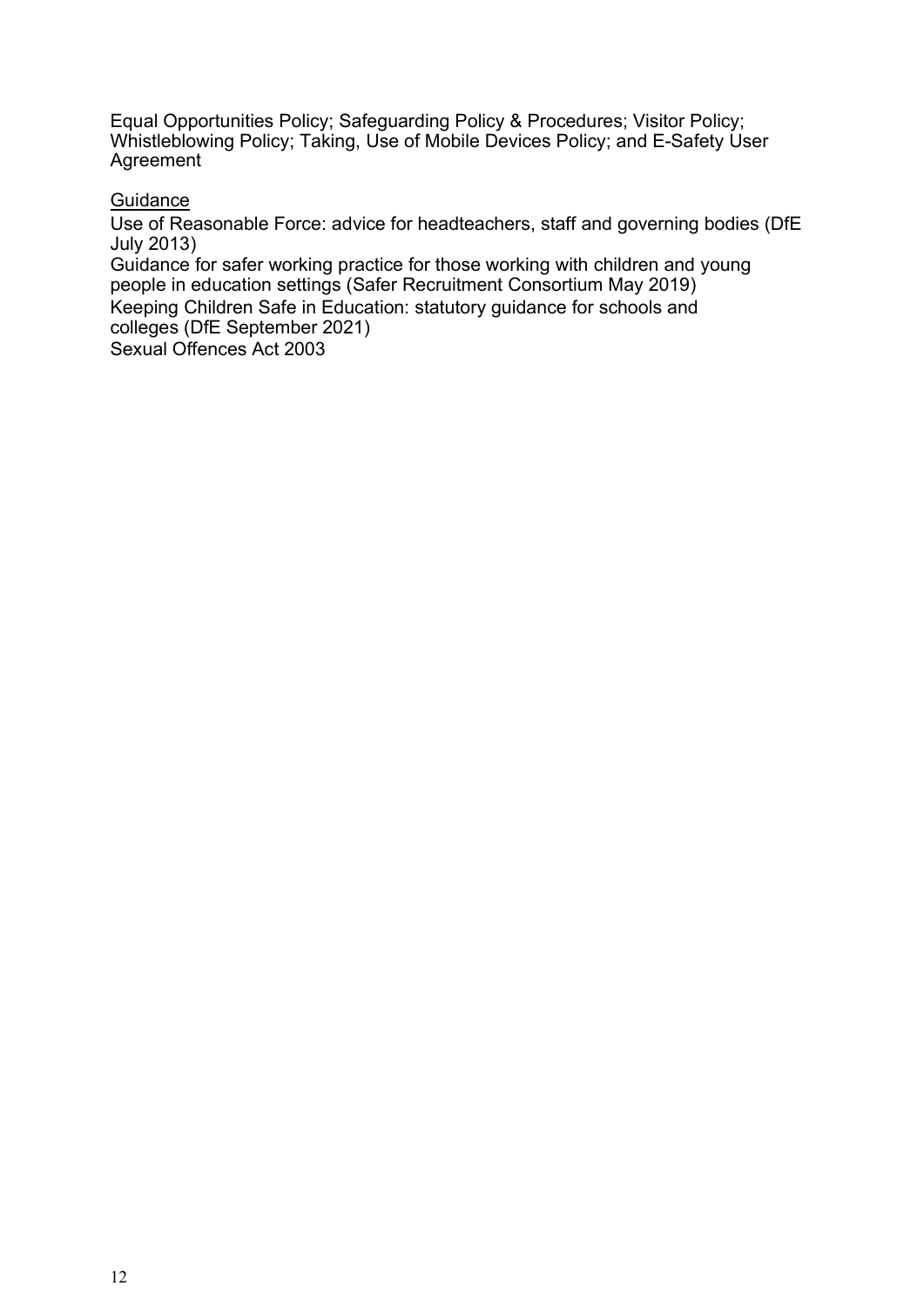Equal Opportunities Policy; Safeguarding Policy & Procedures; Visitor Policy; Whistleblowing Policy; Taking, Use of Mobile Devices Policy; and E-Safety User Agreement

<u>Guidance</u>

Use of Reasonable Force: advice for headteachers, staff and governing bodies (DfE July 2013)
Guidance for safer working practice for those working with children and young people in education settings (Safer Recruitment Consortium May 2019)
Keeping Children Safe in Education: statutory guidance for schools and colleges (DfE September 2021)
Sexual Offences Act 2003